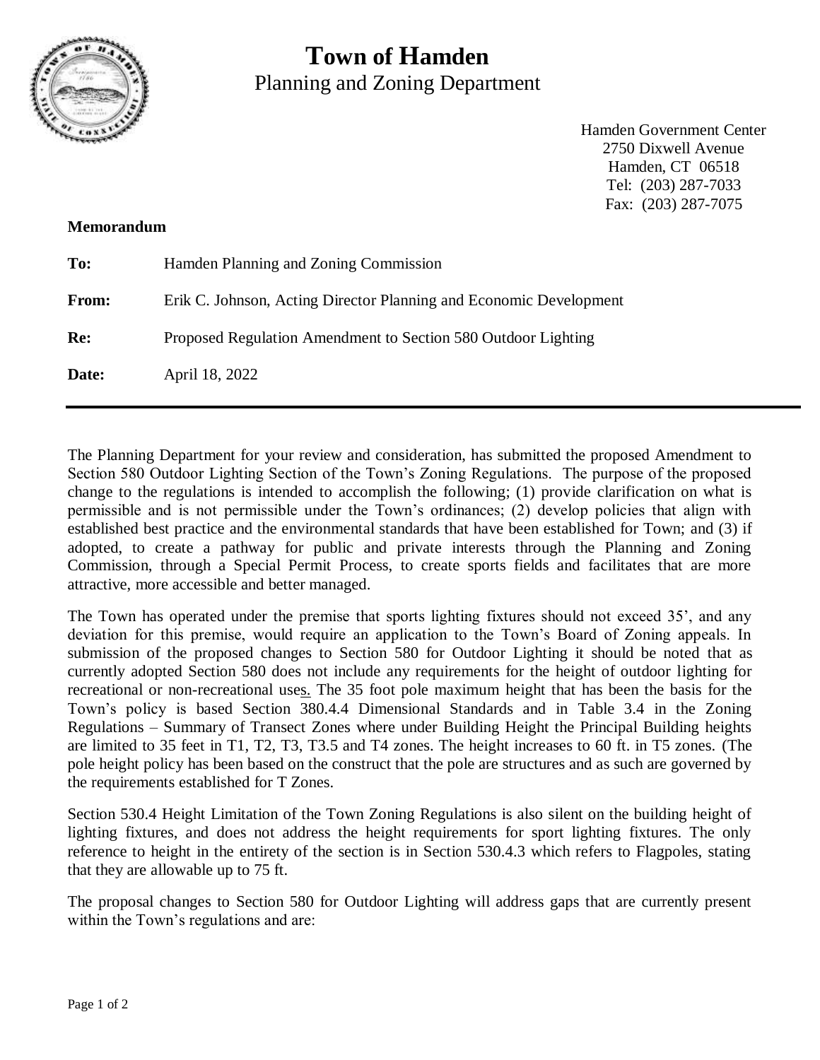# Town of Hamden

Planning and Zoning Department

Hamden Government Center
2750 Dixwell Avenue
Hamden, CT 06518
Tel: (203) 287-7033
Fax: (203) 287-7075

**Memorandum**

**To:** Hamden Planning and Zoning Commission

**From:** Erik C. Johnson, Acting Director Planning and Economic Development

**Re:** Proposed Regulation Amendment to Section 580 Outdoor Lighting

**Date:** April 18, 2022

---

The Planning Department for your review and consideration, has submitted the proposed Amendment to Section 580 Outdoor Lighting Section of the Town's Zoning Regulations. The purpose of the proposed change to the regulations is intended to accomplish the following; (1) provide clarification on what is permissible and is not permissible under the Town's ordinances; (2) develop policies that align with established best practice and the environmental standards that have been established for Town; and (3) if adopted, to create a pathway for public and private interests through the Planning and Zoning Commission, through a Special Permit Process, to create sports fields and facilitates that are more attractive, more accessible and better managed.

The Town has operated under the premise that sports lighting fixtures should not exceed 35', and any deviation for this premise, would require an application to the Town's Board of Zoning appeals. In submission of the proposed changes to Section 580 for Outdoor Lighting it should be noted that as currently adopted Section 580 does not include any requirements for the height of outdoor lighting for recreational or non-recreational uses. The 35 foot pole maximum height that has been the basis for the Town's policy is based Section 380.4.4 Dimensional Standards and in Table 3.4 in the Zoning Regulations – Summary of Transect Zones where under Building Height the Principal Building heights are limited to 35 feet in T1, T2, T3, T3.5 and T4 zones. The height increases to 60 ft. in T5 zones. (The pole height policy has been based on the construct that the pole are structures and as such are governed by the requirements established for T Zones.

Section 530.4 Height Limitation of the Town Zoning Regulations is also silent on the building height of lighting fixtures, and does not address the height requirements for sport lighting fixtures. The only reference to height in the entirety of the section is in Section 530.4.3 which refers to Flagpoles, stating that they are allowable up to 75 ft.

The proposal changes to Section 580 for Outdoor Lighting will address gaps that are currently present within the Town's regulations and are: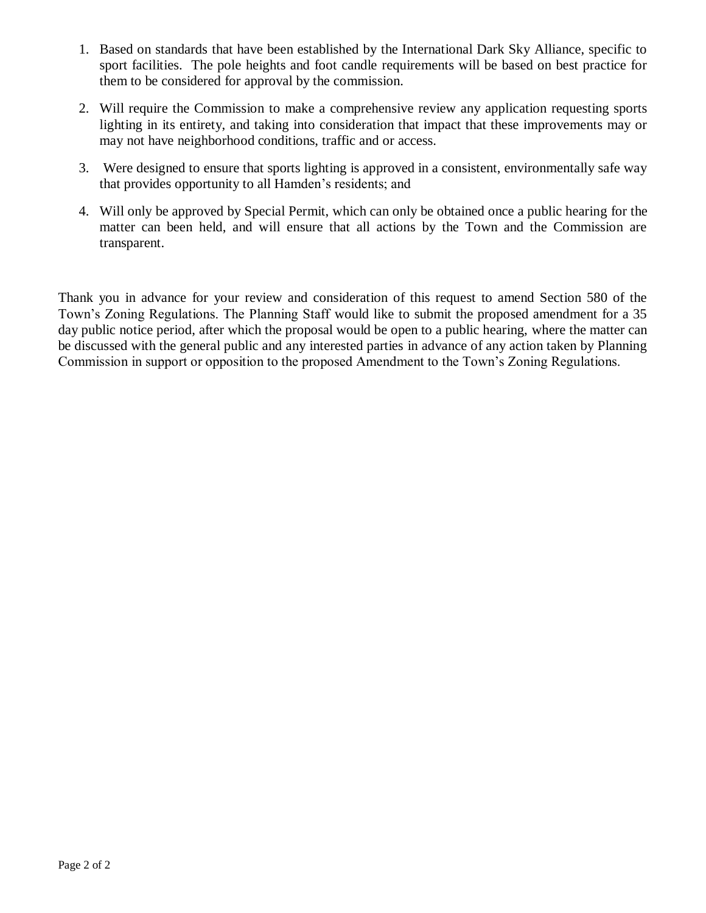1. Based on standards that have been established by the International Dark Sky Alliance, specific to sport facilities. The pole heights and foot candle requirements will be based on best practice for them to be considered for approval by the commission.

2. Will require the Commission to make a comprehensive review any application requesting sports lighting in its entirety, and taking into consideration that impact that these improvements may or may not have neighborhood conditions, traffic and or access.

3. Were designed to ensure that sports lighting is approved in a consistent, environmentally safe way that provides opportunity to all Hamden's residents; and

4. Will only be approved by Special Permit, which can only be obtained once a public hearing for the matter can been held, and will ensure that all actions by the Town and the Commission are transparent.

Thank you in advance for your review and consideration of this request to amend Section 580 of the Town's Zoning Regulations. The Planning Staff would like to submit the proposed amendment for a 35 day public notice period, after which the proposal would be open to a public hearing, where the matter can be discussed with the general public and any interested parties in advance of any action taken by Planning Commission in support or opposition to the proposed Amendment to the Town's Zoning Regulations.